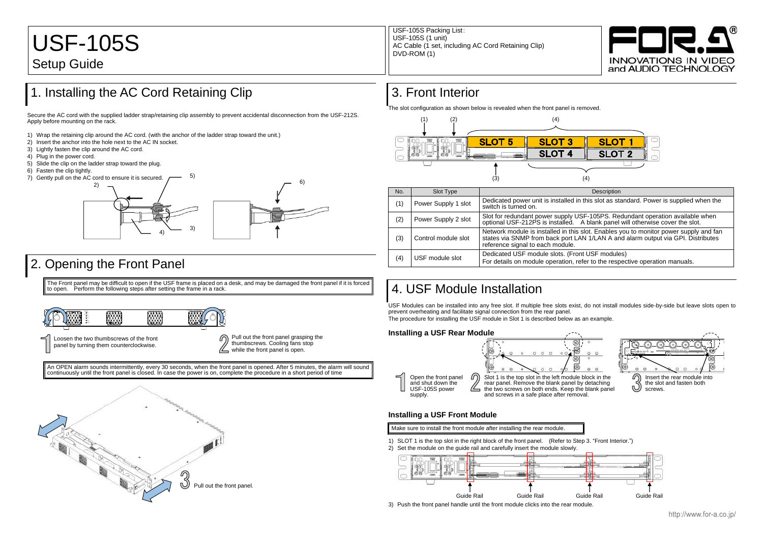# USF-105S

## Setup Guide

USF-105S Packing List:
USF-105S (1 unit)
AC Cable (1 set, including AC Cord Retaining Clip)
DVD-ROM (1)

## 1. Installing the AC Cord Retaining Clip

Secure the AC cord with the supplied ladder strap/retaining clip assembly to prevent accidental disconnection from the USF-212S. Apply before mounting on the rack.

1) Wrap the retaining clip around the AC cord. (with the anchor of the ladder strap toward the unit.)
2) Insert the anchor into the hole next to the AC IN socket.
3) Lightly fasten the clip around the AC cord.
4) Plug in the power cord.
5) Slide the clip on the ladder strap toward the plug.
6) Fasten the clip tightly.
7) Gently pull on the AC cord to ensure it is secured.

## 2. Opening the Front Panel

The Front panel may be difficult to open if the USF frame is placed on a desk, and may be damaged the front panel if it is forced to open. Perform the following steps after setting the frame in a rack.

1. Loosen the two thumbscrews of the front panel by turning them counterclockwise.
2. Pull out the front panel grasping the thumbscrews. Cooling fans stop while the front panel is open.

An OPEN alarm sounds intermittently, every 30 seconds, when the front panel is opened. After 5 minutes, the alarm will sound continuously until the front panel is closed. In case the power is on, complete the procedure in a short period of time

3. Pull out the front panel.

## 3. Front Interior

The slot configuration as shown below is revealed when the front panel is removed.

| SLOT 5 | SLOT 3 | SLOT 1 |
|---|---|---|
| | SLOT 4 | SLOT 2 |

| No. | Slot Type | Description |
|---|---|---|
| (1) | Power Supply 1 slot | Dedicated power unit is installed in this slot as standard. Power is supplied when the switch is turned on. |
| (2) | Power Supply 2 slot | Slot for redundant power supply USF-105PS. Redundant operation available when optional USF-212PS is installed. A blank panel will otherwise cover the slot. |
| (3) | Control module slot | Network module is installed in this slot. Enables you to monitor power supply and fan states via SNMP from back port LAN 1/LAN A and alarm output via GPI. Distributes reference signal to each module. |
| (4) | USF module slot | Dedicated USF module slots. (Front USF modules) For details on module operation, refer to the respective operation manuals. |

## 4. USF Module Installation

USF Modules can be installed into any free slot. If multiple free slots exist, do not install modules side-by-side but leave slots open to prevent overheating and facilitate signal connection from the rear panel.
The procedure for installing the USF module in Slot 1 is described below as an example.

### Installing a USF Rear Module

1. Open the front panel and shut down the USF-105S power supply.
2. Slot 1 is the top slot in the left module block in the rear panel. Remove the blank panel by detaching the two screws on both ends. Keep the blank panel and screws in a safe place after removal.
3. Insert the rear module into the slot and fasten both screws.

### Installing a USF Front Module

Make sure to install the front module after installing the rear module.

1) SLOT 1 is the top slot in the right block of the front panel. (Refer to Step 3. "Front Interior.")
2) Set the module on the guide rail and carefully insert the module slowly.

Guide Rail　Guide Rail　Guide Rail　Guide Rail

3) Push the front panel handle until the front module clicks into the rear module.

http://www.for-a.co.jp/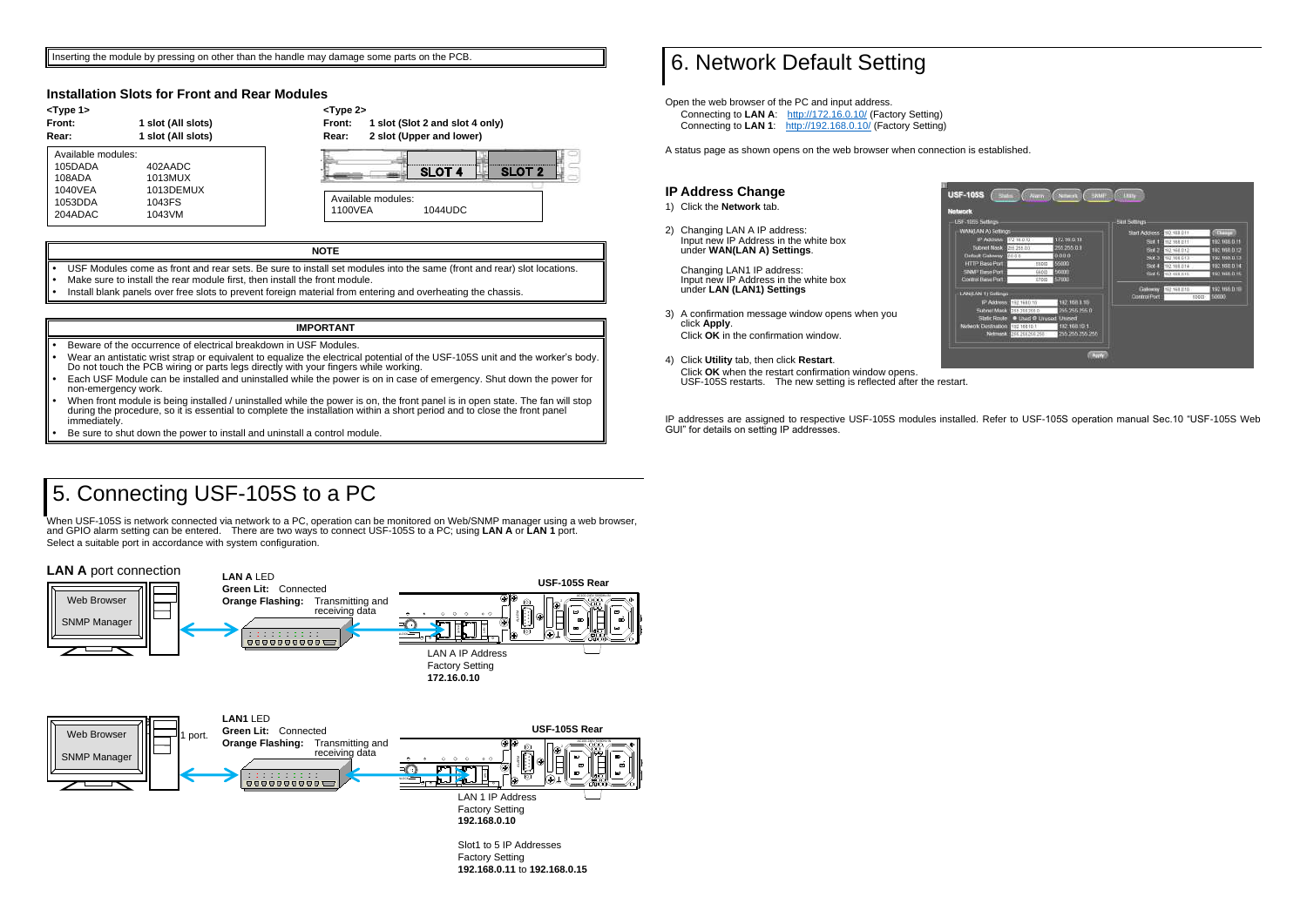Inserting the module by pressing on other than the handle may damage some parts on the PCB.

### Installation Slots for Front and Rear Modules

**<Type 1>**
**Front:** **1 slot (All slots)**
**Rear:** **1 slot (All slots)**

Available modules:

| | |
|---|---|
| 105DADA | 402AADC |
| 108ADA | 1013MUX |
| 1040VEA | 1013DEMUX |
| 1053DDA | 1043FS |
| 204ADAC | 1043VM |

**<Type 2>**
**Front:** **1 slot (Slot 2 and slot 4 only)**
**Rear:** **2 slot (Upper and lower)**

SLOT 4 SLOT 2

Available modules:
1100VEA 1044UDC

**NOTE**

- USF Modules come as front and rear sets. Be sure to install set modules into the same (front and rear) slot locations.
- Make sure to install the rear module first, then install the front module.
- Install blank panels over free slots to prevent foreign material from entering and overheating the chassis.

**IMPORTANT**

- Beware of the occurrence of electrical breakdown in USF Modules.
- Wear an antistatic wrist strap or equivalent to equalize the electrical potential of the USF-105S unit and the worker's body. Do not touch the PCB wiring or parts legs directly with your fingers while working.
- Each USF Module can be installed and uninstalled while the power is on in case of emergency. Shut down the power for non-emergency work.
- When front module is being installed / uninstalled while the power is on, the front panel is in open state. The fan will stop during the procedure, so it is essential to complete the installation within a short period and to close the front panel immediately.
- Be sure to shut down the power to install and uninstall a control module.

# 5. Connecting USF-105S to a PC

When USF-105S is network connected via network to a PC, operation can be monitored on Web/SNMP manager using a web browser, and GPIO alarm setting can be entered. There are two ways to connect USF-105S to a PC; using **LAN A** or **LAN 1** port.
Select a suitable port in accordance with system configuration.

### LAN A port connection

Web Browser
SNMP Manager

**LAN A** LED
**Green Lit:** Connected
**Orange Flashing:** Transmitting and receiving data

**USF-105S Rear**

LAN A IP Address
Factory Setting
**172.16.0.10**

Web Browser
SNMP Manager

1 port.

**LAN1** LED
**Green Lit:** Connected
**Orange Flashing:** Transmitting and receiving data

**USF-105S Rear**

LAN 1 IP Address
Factory Setting
**192.168.0.10**

Slot1 to 5 IP Addresses
Factory Setting
**192.168.0.11** to **192.168.0.15**

# 6. Network Default Setting

Open the web browser of the PC and input address.
Connecting to **LAN A**: http://172.16.0.10/ (Factory Setting)
Connecting to **LAN 1**: http://192.168.0.10/ (Factory Setting)

A status page as shown opens on the web browser when connection is established.

## IP Address Change

1) Click the **Network** tab.

2) Changing LAN A IP address:
Input new IP Address in the white box under **WAN(LAN A) Settings**.

Changing LAN1 IP address:
Input new IP Address in the white box under **LAN (LAN1) Settings**

3) A confirmation message window opens when you click **Apply**.
Click **OK** in the confirmation window.

4) Click **Utility** tab, then click **Restart**.
Click **OK** when the restart confirmation window opens.
USF-105S restarts. The new setting is reflected after the restart.

IP addresses are assigned to respective USF-105S modules installed. Refer to USF-105S operation manual Sec.10 "USF-105S Web GUI" for details on setting IP addresses.